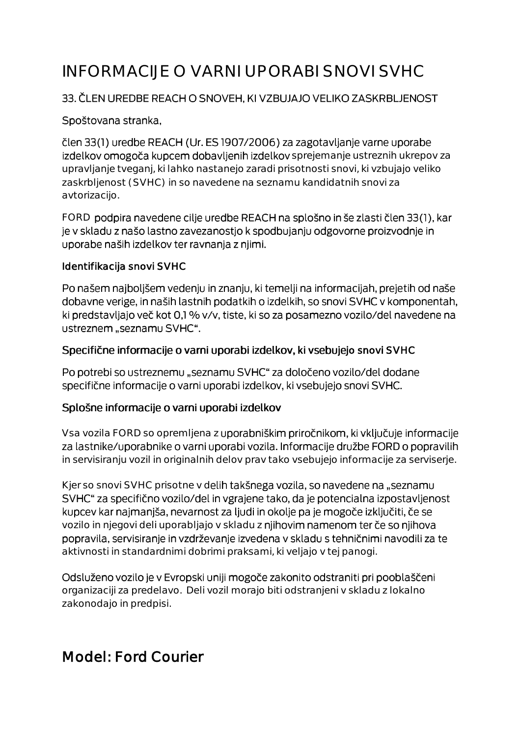# INFORMACIJE O VARNI UPORABI SNOVI SVHC

33. ČLEN UREDBE REACH O SNOVEH, KI VZBUJAJO VELIKO ZASKRBLJENOST

Spoštovana stranka,

člen 33(1) uredbe REACH (Ur. ES 1907/2006) za zagotavljanje varne uporabe izdelkov omogoča kupcem dobavljenih izdelkov sprejemanje ustreznih ukrepov za upravljanje tveganj, ki lahko nastanejo zaradi prisotnosti snovi, ki vzbujajo veliko zaskrbljenost (SVHC) in so navedene na seznamu kandidatnih snovi za avtorizacijo.

FORD podpira navedene cilje uredbe REACH na splošno in še zlasti člen 33(1), kar je v skladu z našo lastno zavezanostjo k spodbujanju odgovorne proizvodnje in uporabe naših izdelkov ter ravnanja z njimi.

### Identifikacija snovi SVHC

Po našem najboljšem vedenju in znanju, ki temelji na informacijah, prejetih od naše dobavne verige, in naših lastnih podatkih o izdelkih, so snovi SVHC v komponentah, ki predstavljajo več kot 0,1 % v/v, tiste, ki so za posamezno vozilo/del navedene na ustreznem „seznamu SVHC".

### Specifične informacije o varni uporabi izdelkov, ki vsebujejo snovi SVHC

Po potrebi so ustreznemu „seznamu SVHC" za določeno vozilo/del dodane specifične informacije o varni uporabi izdelkov, ki vsebujejo snovi SVHC.

### Splošne informacije o varni uporabi izdelkov

Vsa vozila FORD so opremljena z uporabniškim priročnikom, ki vključuje informacije za lastnike/uporabnike o varni uporabi vozila. Informacije družbe FORD o popravilih in servisiranju vozil in originalnih delov prav tako vsebujejo informacije za serviserje.

Kjer so snovi SVHC prisotne v delih takšnega vozila, so navedene na „seznamu SVHC" za specifično vozilo/del in vgrajene tako, da je potencialna izpostavljenost kupcev kar najmanjša, nevarnost za ljudi in okolje pa je mogoče izključiti, če se vozilo in njegovi deli uporabljajo v skladu z njihovim namenom ter če so njihova popravila, servisiranje in vzdrževanje izvedena v skladu s tehničnimi navodili za te aktivnosti in standardnimi dobrimi praksami, ki veljajo v tej panogi.

Odsluženo vozilo je v Evropski uniji mogoče zakonito odstraniti pri pooblaščeni organizaciji za predelavo. Deli vozil morajo biti odstranjeni v skladu z lokalno zakonodajo in predpisi.

## Model: Ford Courier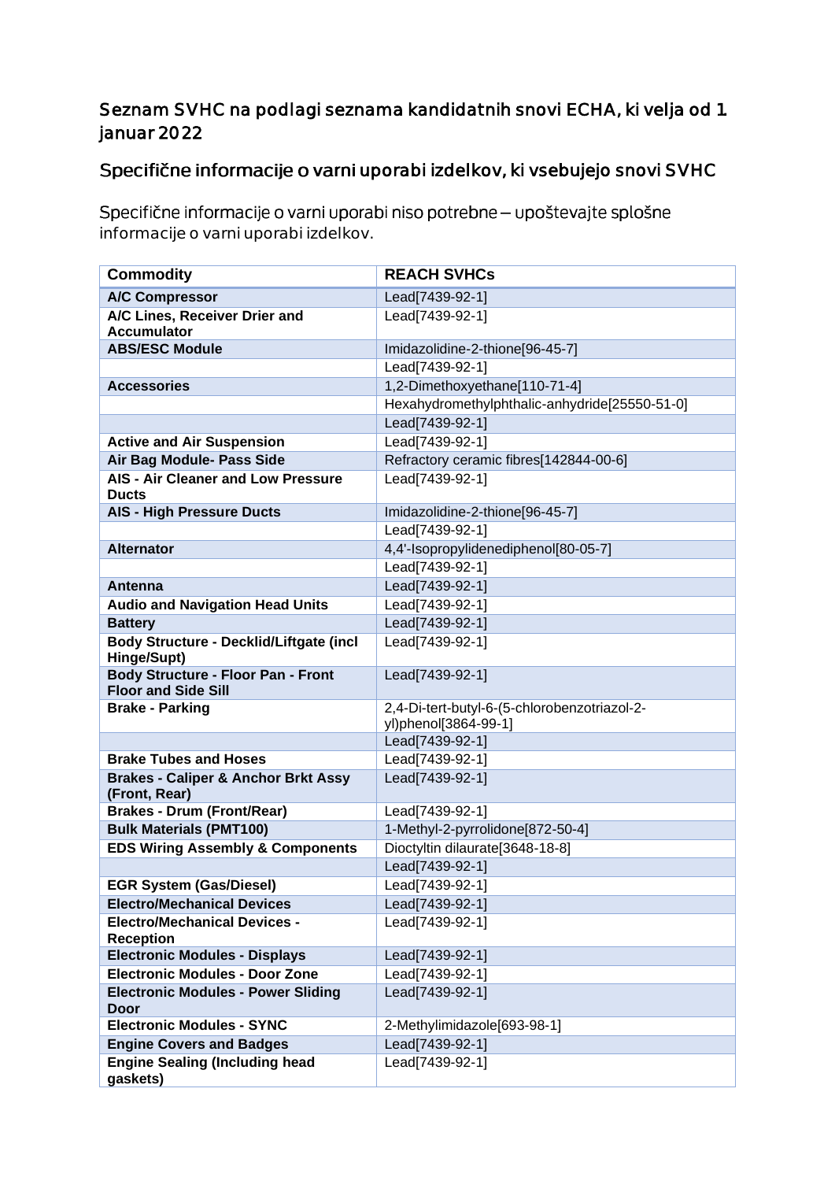## Seznam SVHC na podlagi seznama kandidatnih snovi ECHA, ki velja od 1. januar 2022

## Specifične informacije o varni uporabi izdelkov, ki vsebujejo snovi SVHC

Specifične informacije o varni uporabi niso potrebne – upoštevajte splošne informacije o varni uporabi izdelkov.

| Commodity | REACH SVHCs |
|---|---|
| **A/C Compressor** | Lead[7439-92-1] |
| **A/C Lines, Receiver Drier and Accumulator** | Lead[7439-92-1] |
| **ABS/ESC Module** | Imidazolidine-2-thione[96-45-7] |
| | Lead[7439-92-1] |
| **Accessories** | 1,2-Dimethoxyethane[110-71-4] |
| | Hexahydromethylphthalic-anhydride[25550-51-0] |
| | Lead[7439-92-1] |
| **Active and Air Suspension** | Lead[7439-92-1] |
| **Air Bag Module- Pass Side** | Refractory ceramic fibres[142844-00-6] |
| **AIS - Air Cleaner and Low Pressure Ducts** | Lead[7439-92-1] |
| **AIS - High Pressure Ducts** | Imidazolidine-2-thione[96-45-7] |
| | Lead[7439-92-1] |
| **Alternator** | 4,4'-Isopropylidenediphenol[80-05-7] |
| | Lead[7439-92-1] |
| **Antenna** | Lead[7439-92-1] |
| **Audio and Navigation Head Units** | Lead[7439-92-1] |
| **Battery** | Lead[7439-92-1] |
| **Body Structure - Decklid/Liftgate (incl Hinge/Supt)** | Lead[7439-92-1] |
| **Body Structure - Floor Pan - Front Floor and Side Sill** | Lead[7439-92-1] |
| **Brake - Parking** | 2,4-Di-tert-butyl-6-(5-chlorobenzotriazol-2-yl)phenol[3864-99-1] |
| | Lead[7439-92-1] |
| **Brake Tubes and Hoses** | Lead[7439-92-1] |
| **Brakes - Caliper & Anchor Brkt Assy (Front, Rear)** | Lead[7439-92-1] |
| **Brakes - Drum (Front/Rear)** | Lead[7439-92-1] |
| **Bulk Materials (PMT100)** | 1-Methyl-2-pyrrolidone[872-50-4] |
| **EDS Wiring Assembly & Components** | Dioctyltin dilaurate[3648-18-8] |
| | Lead[7439-92-1] |
| **EGR System (Gas/Diesel)** | Lead[7439-92-1] |
| **Electro/Mechanical Devices** | Lead[7439-92-1] |
| **Electro/Mechanical Devices - Reception** | Lead[7439-92-1] |
| **Electronic Modules - Displays** | Lead[7439-92-1] |
| **Electronic Modules - Door Zone** | Lead[7439-92-1] |
| **Electronic Modules - Power Sliding Door** | Lead[7439-92-1] |
| **Electronic Modules - SYNC** | 2-Methylimidazole[693-98-1] |
| **Engine Covers and Badges** | Lead[7439-92-1] |
| **Engine Sealing (Including head gaskets)** | Lead[7439-92-1] |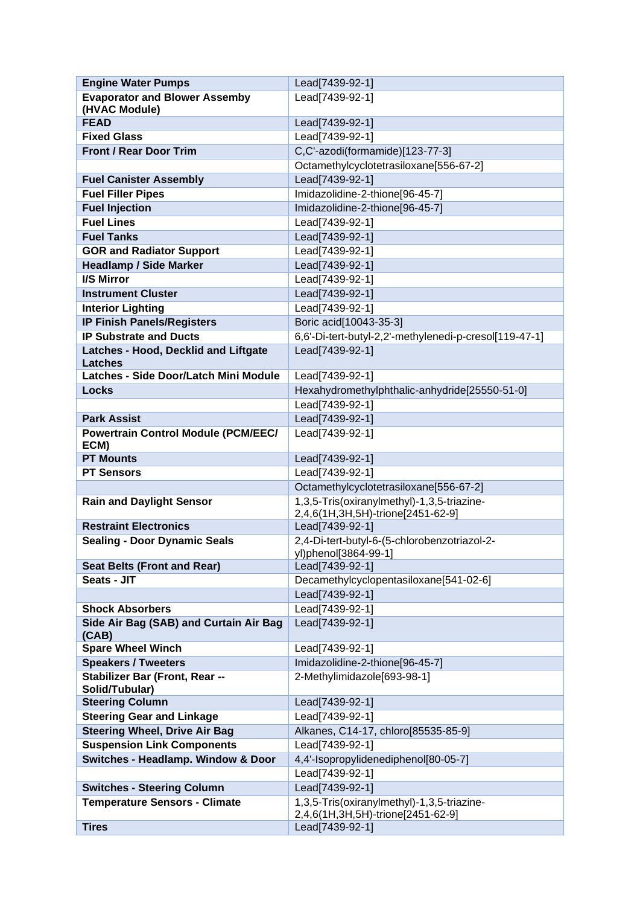| Engine Water Pumps | Lead[7439-92-1] |
|---|---|
| Evaporator and Blower Assemby (HVAC Module) | Lead[7439-92-1] |
| FEAD | Lead[7439-92-1] |
| Fixed Glass | Lead[7439-92-1] |
| Front / Rear Door Trim | C,C'-azodi(formamide)[123-77-3] |
| | Octamethylcyclotetrasiloxane[556-67-2] |
| Fuel Canister Assembly | Lead[7439-92-1] |
| Fuel Filler Pipes | Imidazolidine-2-thione[96-45-7] |
| Fuel Injection | Imidazolidine-2-thione[96-45-7] |
| Fuel Lines | Lead[7439-92-1] |
| Fuel Tanks | Lead[7439-92-1] |
| GOR and Radiator Support | Lead[7439-92-1] |
| Headlamp / Side Marker | Lead[7439-92-1] |
| I/S Mirror | Lead[7439-92-1] |
| Instrument Cluster | Lead[7439-92-1] |
| Interior Lighting | Lead[7439-92-1] |
| IP Finish Panels/Registers | Boric acid[10043-35-3] |
| IP Substrate and Ducts | 6,6'-Di-tert-butyl-2,2'-methylenedi-p-cresol[119-47-1] |
| Latches - Hood, Decklid and Liftgate Latches | Lead[7439-92-1] |
| Latches - Side Door/Latch Mini Module | Lead[7439-92-1] |
| Locks | Hexahydromethylphthalic-anhydride[25550-51-0] |
| | Lead[7439-92-1] |
| Park Assist | Lead[7439-92-1] |
| Powertrain Control Module (PCM/EEC/ ECM) | Lead[7439-92-1] |
| PT Mounts | Lead[7439-92-1] |
| PT Sensors | Lead[7439-92-1] |
| | Octamethylcyclotetrasiloxane[556-67-2] |
| Rain and Daylight Sensor | 1,3,5-Tris(oxiranylmethyl)-1,3,5-triazine-2,4,6(1H,3H,5H)-trione[2451-62-9] |
| Restraint Electronics | Lead[7439-92-1] |
| Sealing - Door Dynamic Seals | 2,4-Di-tert-butyl-6-(5-chlorobenzotriazol-2-yl)phenol[3864-99-1] |
| Seat Belts (Front and Rear) | Lead[7439-92-1] |
| Seats - JIT | Decamethylcyclopentasiloxane[541-02-6] |
| | Lead[7439-92-1] |
| Shock Absorbers | Lead[7439-92-1] |
| Side Air Bag (SAB) and Curtain Air Bag (CAB) | Lead[7439-92-1] |
| Spare Wheel Winch | Lead[7439-92-1] |
| Speakers / Tweeters | Imidazolidine-2-thione[96-45-7] |
| Stabilizer Bar (Front, Rear -- Solid/Tubular) | 2-Methylimidazole[693-98-1] |
| Steering Column | Lead[7439-92-1] |
| Steering Gear and Linkage | Lead[7439-92-1] |
| Steering Wheel, Drive Air Bag | Alkanes, C14-17, chloro[85535-85-9] |
| Suspension Link Components | Lead[7439-92-1] |
| Switches - Headlamp. Window & Door | 4,4'-Isopropylidenediphenol[80-05-7] |
| | Lead[7439-92-1] |
| Switches - Steering Column | Lead[7439-92-1] |
| Temperature Sensors - Climate | 1,3,5-Tris(oxiranylmethyl)-1,3,5-triazine-2,4,6(1H,3H,5H)-trione[2451-62-9] |
| Tires | Lead[7439-92-1] |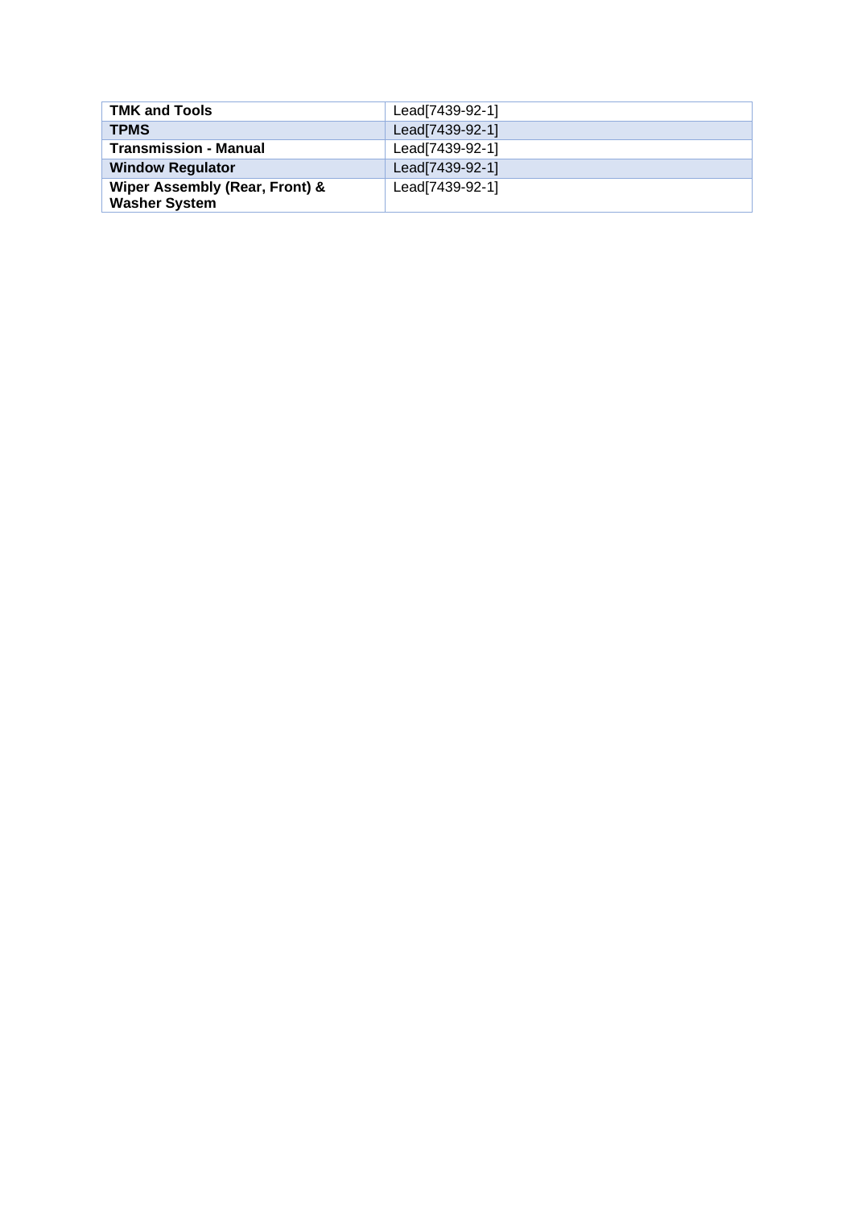| | |
|---|---|
| **TMK and Tools** | Lead[7439-92-1] |
| **TPMS** | Lead[7439-92-1] |
| **Transmission - Manual** | Lead[7439-92-1] |
| **Window Regulator** | Lead[7439-92-1] |
| **Wiper Assembly (Rear, Front) & Washer System** | Lead[7439-92-1] |